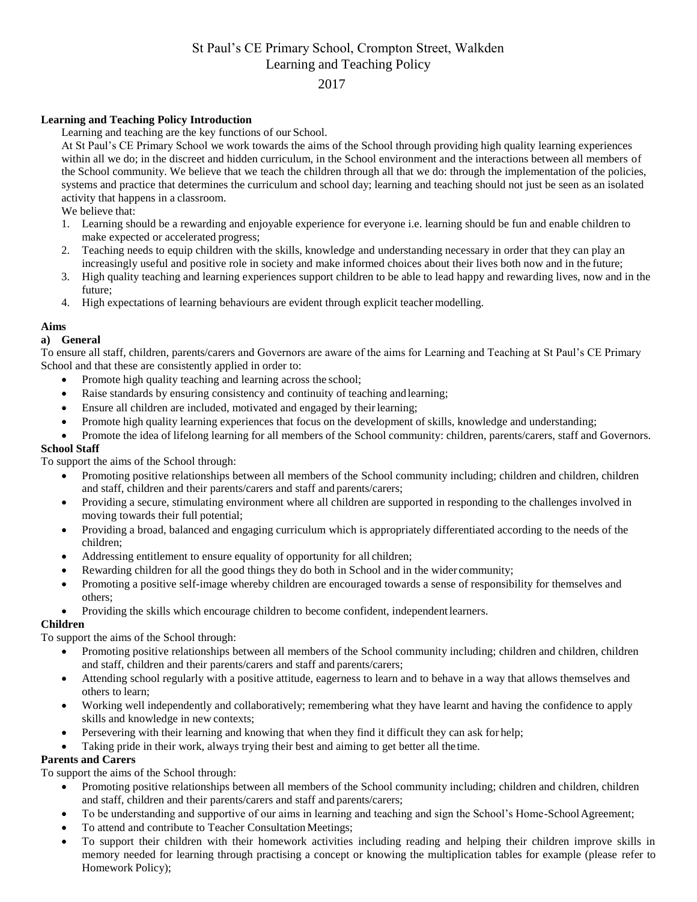# St Paul's CE Primary School, Crompton Street, Walkden
# Learning and Teaching Policy
# 2017

**Learning and Teaching Policy Introduction**

Learning and teaching are the key functions of our School.

At St Paul's CE Primary School we work towards the aims of the School through providing high quality learning experiences within all we do; in the discreet and hidden curriculum, in the School environment and the interactions between all members of the School community. We believe that we teach the children through all that we do: through the implementation of the policies, systems and practice that determines the curriculum and school day; learning and teaching should not just be seen as an isolated activity that happens in a classroom.

We believe that:

1. Learning should be a rewarding and enjoyable experience for everyone i.e. learning should be fun and enable children to make expected or accelerated progress;
2. Teaching needs to equip children with the skills, knowledge and understanding necessary in order that they can play an increasingly useful and positive role in society and make informed choices about their lives both now and in the future;
3. High quality teaching and learning experiences support children to be able to lead happy and rewarding lives, now and in the future;
4. High expectations of learning behaviours are evident through explicit teacher modelling.

**Aims**

**a) General**

To ensure all staff, children, parents/carers and Governors are aware of the aims for Learning and Teaching at St Paul's CE Primary School and that these are consistently applied in order to:

- Promote high quality teaching and learning across the school;
- Raise standards by ensuring consistency and continuity of teaching and learning;
- Ensure all children are included, motivated and engaged by their learning;
- Promote high quality learning experiences that focus on the development of skills, knowledge and understanding;
- Promote the idea of lifelong learning for all members of the School community: children, parents/carers, staff and Governors.

**School Staff**

To support the aims of the School through:

- Promoting positive relationships between all members of the School community including; children and children, children and staff, children and their parents/carers and staff and parents/carers;
- Providing a secure, stimulating environment where all children are supported in responding to the challenges involved in moving towards their full potential;
- Providing a broad, balanced and engaging curriculum which is appropriately differentiated according to the needs of the children;
- Addressing entitlement to ensure equality of opportunity for all children;
- Rewarding children for all the good things they do both in School and in the wider community;
- Promoting a positive self-image whereby children are encouraged towards a sense of responsibility for themselves and others;
- Providing the skills which encourage children to become confident, independent learners.

**Children**

To support the aims of the School through:

- Promoting positive relationships between all members of the School community including; children and children, children and staff, children and their parents/carers and staff and parents/carers;
- Attending school regularly with a positive attitude, eagerness to learn and to behave in a way that allows themselves and others to learn;
- Working well independently and collaboratively; remembering what they have learnt and having the confidence to apply skills and knowledge in new contexts;
- Persevering with their learning and knowing that when they find it difficult they can ask for help;
- Taking pride in their work, always trying their best and aiming to get better all the time.

**Parents and Carers**

To support the aims of the School through:

- Promoting positive relationships between all members of the School community including; children and children, children and staff, children and their parents/carers and staff and parents/carers;
- To be understanding and supportive of our aims in learning and teaching and sign the School's Home-School Agreement;
- To attend and contribute to Teacher Consultation Meetings;
- To support their children with their homework activities including reading and helping their children improve skills in memory needed for learning through practising a concept or knowing the multiplication tables for example (please refer to Homework Policy);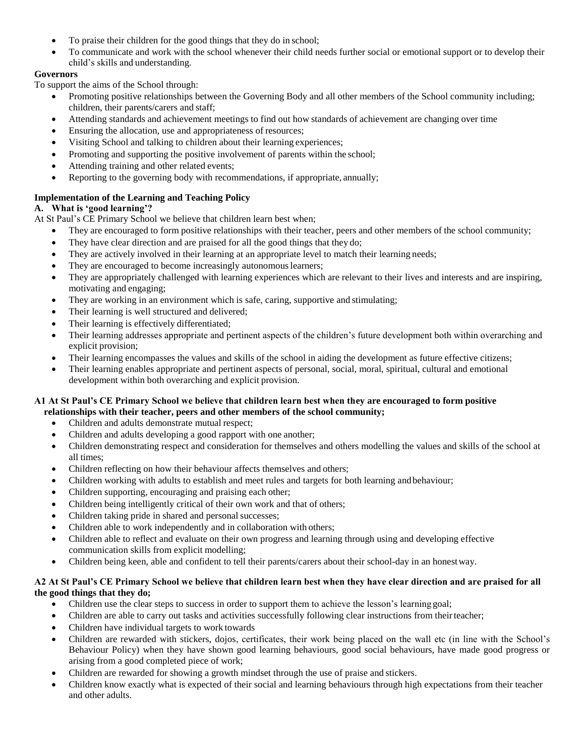- To praise their children for the good things that they do in school;
- To communicate and work with the school whenever their child needs further social or emotional support or to develop their child's skills and understanding.

**Governors**

To support the aims of the School through:

- Promoting positive relationships between the Governing Body and all other members of the School community including; children, their parents/carers and staff;
- Attending standards and achievement meetings to find out how standards of achievement are changing over time
- Ensuring the allocation, use and appropriateness of resources;
- Visiting School and talking to children about their learning experiences;
- Promoting and supporting the positive involvement of parents within the school;
- Attending training and other related events;
- Reporting to the governing body with recommendations, if appropriate, annually;

**Implementation of the Learning and Teaching Policy**

**A. What is 'good learning'?**

At St Paul's CE Primary School we believe that children learn best when;

- They are encouraged to form positive relationships with their teacher, peers and other members of the school community;
- They have clear direction and are praised for all the good things that they do;
- They are actively involved in their learning at an appropriate level to match their learning needs;
- They are encouraged to become increasingly autonomous learners;
- They are appropriately challenged with learning experiences which are relevant to their lives and interests and are inspiring, motivating and engaging;
- They are working in an environment which is safe, caring, supportive and stimulating;
- Their learning is well structured and delivered;
- Their learning is effectively differentiated;
- Their learning addresses appropriate and pertinent aspects of the children's future development both within overarching and explicit provision;
- Their learning encompasses the values and skills of the school in aiding the development as future effective citizens;
- Their learning enables appropriate and pertinent aspects of personal, social, moral, spiritual, cultural and emotional development within both overarching and explicit provision.

**A1 At St Paul's CE Primary School we believe that children learn best when they are encouraged to form positive relationships with their teacher, peers and other members of the school community;**

- Children and adults demonstrate mutual respect;
- Children and adults developing a good rapport with one another;
- Children demonstrating respect and consideration for themselves and others modelling the values and skills of the school at all times;
- Children reflecting on how their behaviour affects themselves and others;
- Children working with adults to establish and meet rules and targets for both learning and behaviour;
- Children supporting, encouraging and praising each other;
- Children being intelligently critical of their own work and that of others;
- Children taking pride in shared and personal successes;
- Children able to work independently and in collaboration with others;
- Children able to reflect and evaluate on their own progress and learning through using and developing effective communication skills from explicit modelling;
- Children being keen, able and confident to tell their parents/carers about their school-day in an honest way.

**A2 At St Paul's CE Primary School we believe that children learn best when they have clear direction and are praised for all the good things that they do;**

- Children use the clear steps to success in order to support them to achieve the lesson's learning goal;
- Children are able to carry out tasks and activities successfully following clear instructions from their teacher;
- Children have individual targets to work towards
- Children are rewarded with stickers, dojos, certificates, their work being placed on the wall etc (in line with the School's Behaviour Policy) when they have shown good learning behaviours, good social behaviours, have made good progress or arising from a good completed piece of work;
- Children are rewarded for showing a growth mindset through the use of praise and stickers.
- Children know exactly what is expected of their social and learning behaviours through high expectations from their teacher and other adults.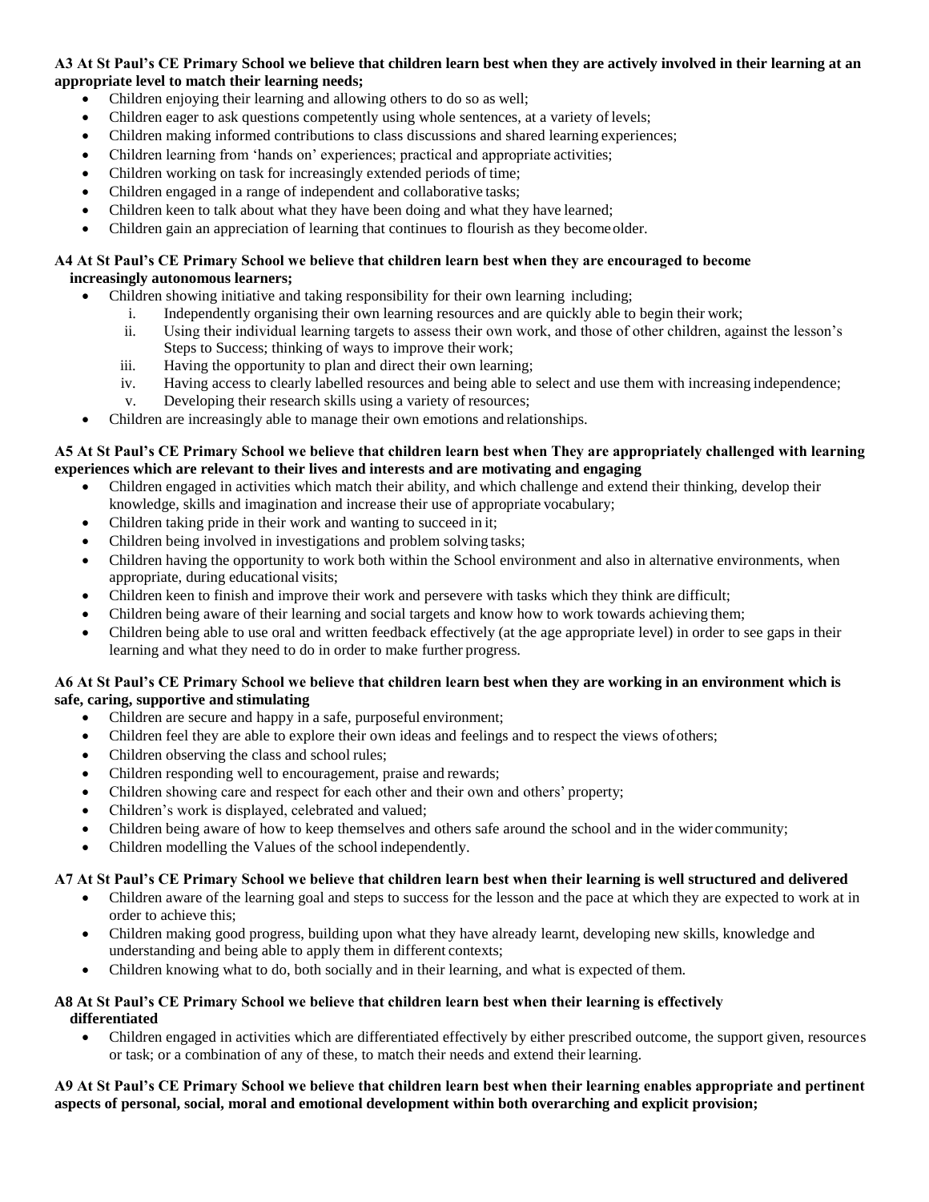**A3 At St Paul's CE Primary School we believe that children learn best when they are actively involved in their learning at an appropriate level to match their learning needs;**

- Children enjoying their learning and allowing others to do so as well;
- Children eager to ask questions competently using whole sentences, at a variety of levels;
- Children making informed contributions to class discussions and shared learning experiences;
- Children learning from 'hands on' experiences; practical and appropriate activities;
- Children working on task for increasingly extended periods of time;
- Children engaged in a range of independent and collaborative tasks;
- Children keen to talk about what they have been doing and what they have learned;
- Children gain an appreciation of learning that continues to flourish as they become older.

**A4 At St Paul's CE Primary School we believe that children learn best when they are encouraged to become increasingly autonomous learners;**

- Children showing initiative and taking responsibility for their own learning including;
  1. Independently organising their own learning resources and are quickly able to begin their work;
  2. Using their individual learning targets to assess their own work, and those of other children, against the lesson's Steps to Success; thinking of ways to improve their work;
  3. Having the opportunity to plan and direct their own learning;
  4. Having access to clearly labelled resources and being able to select and use them with increasing independence;
  5. Developing their research skills using a variety of resources;
- Children are increasingly able to manage their own emotions and relationships.

**A5 At St Paul's CE Primary School we believe that children learn best when They are appropriately challenged with learning experiences which are relevant to their lives and interests and are motivating and engaging**

- Children engaged in activities which match their ability, and which challenge and extend their thinking, develop their knowledge, skills and imagination and increase their use of appropriate vocabulary;
- Children taking pride in their work and wanting to succeed in it;
- Children being involved in investigations and problem solving tasks;
- Children having the opportunity to work both within the School environment and also in alternative environments, when appropriate, during educational visits;
- Children keen to finish and improve their work and persevere with tasks which they think are difficult;
- Children being aware of their learning and social targets and know how to work towards achieving them;
- Children being able to use oral and written feedback effectively (at the age appropriate level) in order to see gaps in their learning and what they need to do in order to make further progress.

**A6 At St Paul's CE Primary School we believe that children learn best when they are working in an environment which is safe, caring, supportive and stimulating**

- Children are secure and happy in a safe, purposeful environment;
- Children feel they are able to explore their own ideas and feelings and to respect the views of others;
- Children observing the class and school rules;
- Children responding well to encouragement, praise and rewards;
- Children showing care and respect for each other and their own and others' property;
- Children's work is displayed, celebrated and valued;
- Children being aware of how to keep themselves and others safe around the school and in the wider community;
- Children modelling the Values of the school independently.

**A7 At St Paul's CE Primary School we believe that children learn best when their learning is well structured and delivered**

- Children aware of the learning goal and steps to success for the lesson and the pace at which they are expected to work at in order to achieve this;
- Children making good progress, building upon what they have already learnt, developing new skills, knowledge and understanding and being able to apply them in different contexts;
- Children knowing what to do, both socially and in their learning, and what is expected of them.

**A8 At St Paul's CE Primary School we believe that children learn best when their learning is effectively differentiated**

- Children engaged in activities which are differentiated effectively by either prescribed outcome, the support given, resources or task; or a combination of any of these, to match their needs and extend their learning.

**A9 At St Paul's CE Primary School we believe that children learn best when their learning enables appropriate and pertinent aspects of personal, social, moral and emotional development within both overarching and explicit provision;**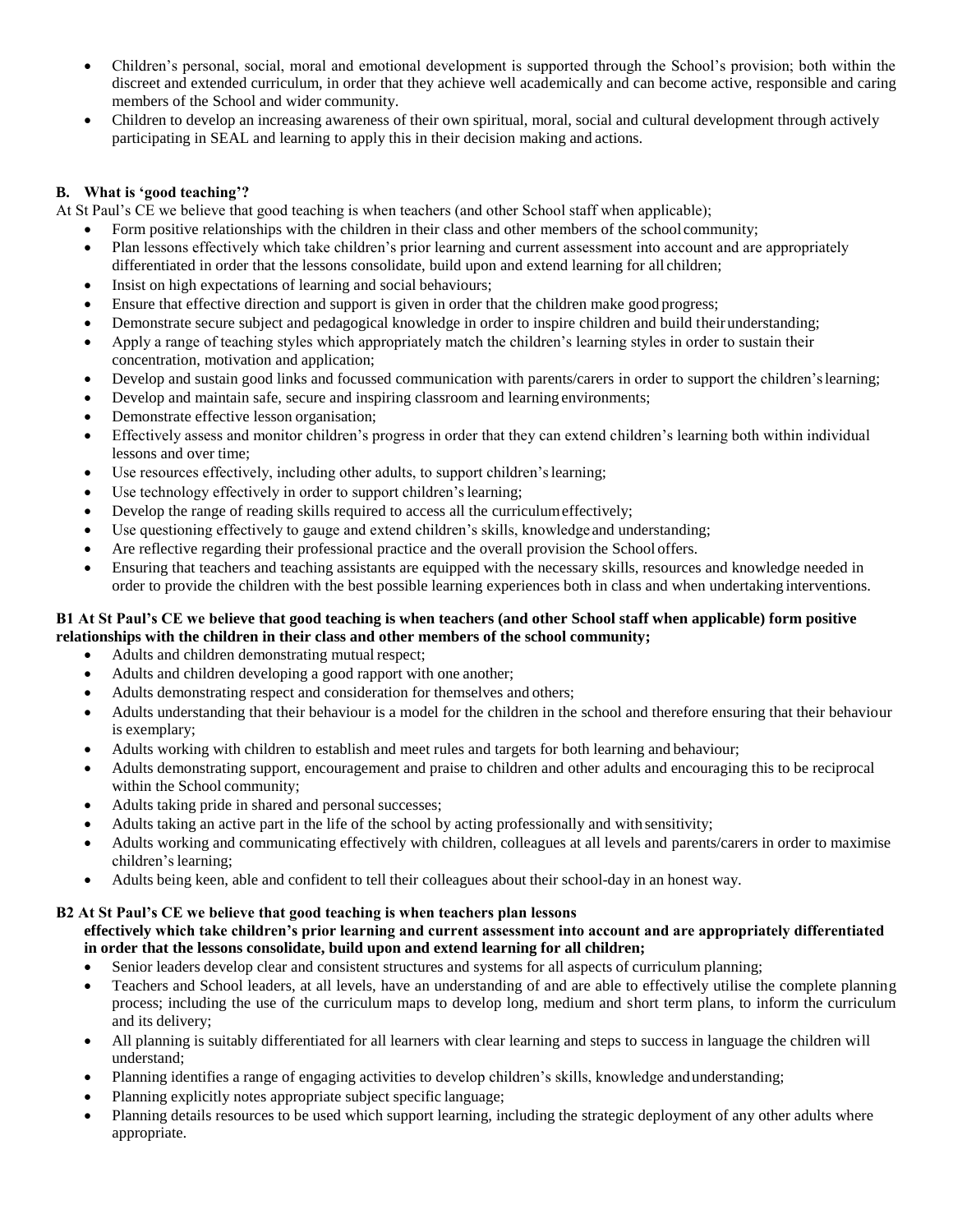- Children's personal, social, moral and emotional development is supported through the School's provision; both within the discreet and extended curriculum, in order that they achieve well academically and can become active, responsible and caring members of the School and wider community.
- Children to develop an increasing awareness of their own spiritual, moral, social and cultural development through actively participating in SEAL and learning to apply this in their decision making and actions.

### B. What is 'good teaching'?

At St Paul's CE we believe that good teaching is when teachers (and other School staff when applicable);

- Form positive relationships with the children in their class and other members of the school community;
- Plan lessons effectively which take children's prior learning and current assessment into account and are appropriately differentiated in order that the lessons consolidate, build upon and extend learning for all children;
- Insist on high expectations of learning and social behaviours;
- Ensure that effective direction and support is given in order that the children make good progress;
- Demonstrate secure subject and pedagogical knowledge in order to inspire children and build their understanding;
- Apply a range of teaching styles which appropriately match the children's learning styles in order to sustain their concentration, motivation and application;
- Develop and sustain good links and focussed communication with parents/carers in order to support the children's learning;
- Develop and maintain safe, secure and inspiring classroom and learning environments;
- Demonstrate effective lesson organisation;
- Effectively assess and monitor children's progress in order that they can extend children's learning both within individual lessons and over time;
- Use resources effectively, including other adults, to support children's learning;
- Use technology effectively in order to support children's learning;
- Develop the range of reading skills required to access all the curriculum effectively;
- Use questioning effectively to gauge and extend children's skills, knowledge and understanding;
- Are reflective regarding their professional practice and the overall provision the School offers.
- Ensuring that teachers and teaching assistants are equipped with the necessary skills, resources and knowledge needed in order to provide the children with the best possible learning experiences both in class and when undertaking interventions.

**B1 At St Paul's CE we believe that good teaching is when teachers (and other School staff when applicable) form positive relationships with the children in their class and other members of the school community;**

- Adults and children demonstrating mutual respect;
- Adults and children developing a good rapport with one another;
- Adults demonstrating respect and consideration for themselves and others;
- Adults understanding that their behaviour is a model for the children in the school and therefore ensuring that their behaviour is exemplary;
- Adults working with children to establish and meet rules and targets for both learning and behaviour;
- Adults demonstrating support, encouragement and praise to children and other adults and encouraging this to be reciprocal within the School community;
- Adults taking pride in shared and personal successes;
- Adults taking an active part in the life of the school by acting professionally and with sensitivity;
- Adults working and communicating effectively with children, colleagues at all levels and parents/carers in order to maximise children's learning;
- Adults being keen, able and confident to tell their colleagues about their school-day in an honest way.

**B2 At St Paul's CE we believe that good teaching is when teachers plan lessons effectively which take children's prior learning and current assessment into account and are appropriately differentiated in order that the lessons consolidate, build upon and extend learning for all children;**

- Senior leaders develop clear and consistent structures and systems for all aspects of curriculum planning;
- Teachers and School leaders, at all levels, have an understanding of and are able to effectively utilise the complete planning process; including the use of the curriculum maps to develop long, medium and short term plans, to inform the curriculum and its delivery;
- All planning is suitably differentiated for all learners with clear learning and steps to success in language the children will understand;
- Planning identifies a range of engaging activities to develop children's skills, knowledge and understanding;
- Planning explicitly notes appropriate subject specific language;
- Planning details resources to be used which support learning, including the strategic deployment of any other adults where appropriate.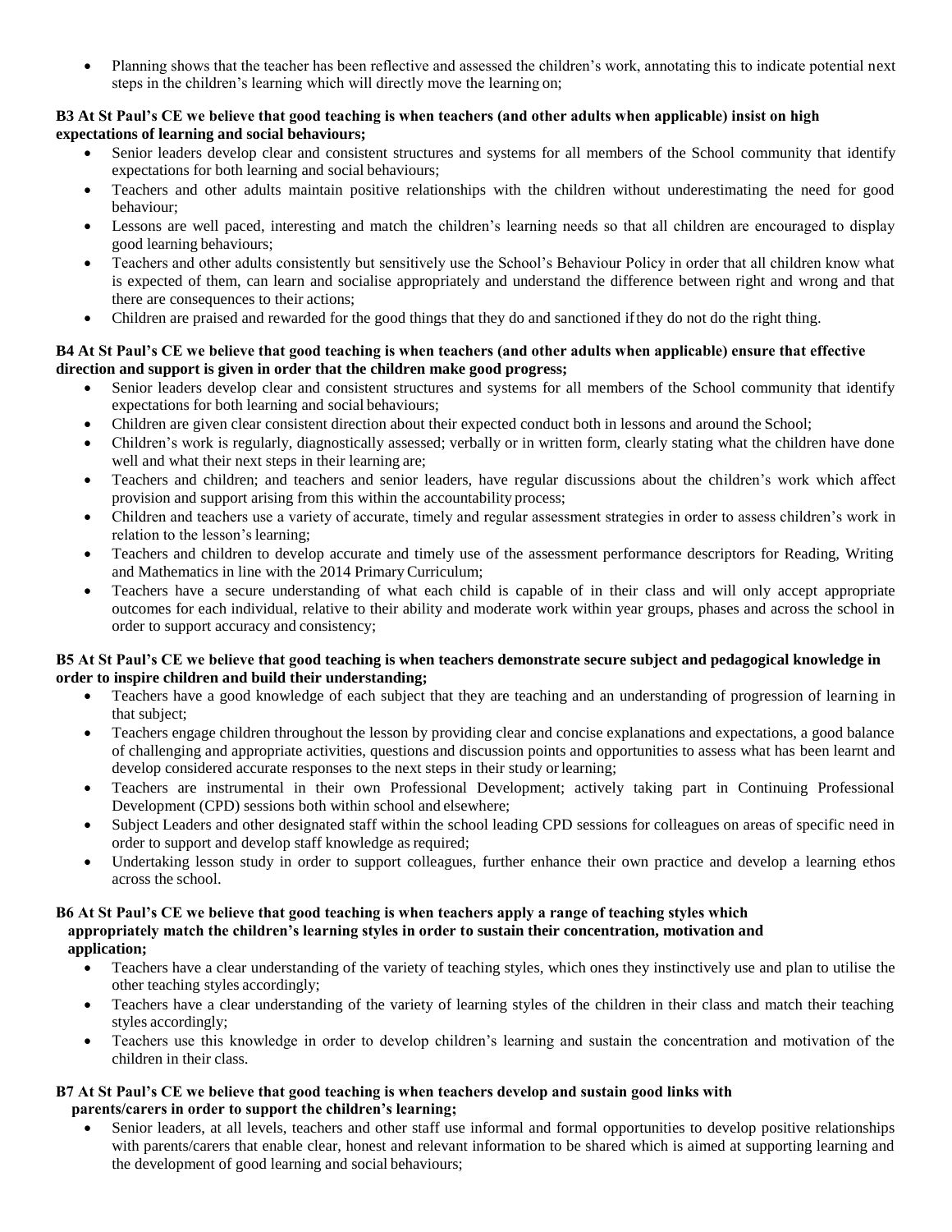- Planning shows that the teacher has been reflective and assessed the children's work, annotating this to indicate potential next steps in the children's learning which will directly move the learning on;

**B3 At St Paul's CE we believe that good teaching is when teachers (and other adults when applicable) insist on high expectations of learning and social behaviours;**

- Senior leaders develop clear and consistent structures and systems for all members of the School community that identify expectations for both learning and social behaviours;
- Teachers and other adults maintain positive relationships with the children without underestimating the need for good behaviour;
- Lessons are well paced, interesting and match the children's learning needs so that all children are encouraged to display good learning behaviours;
- Teachers and other adults consistently but sensitively use the School's Behaviour Policy in order that all children know what is expected of them, can learn and socialise appropriately and understand the difference between right and wrong and that there are consequences to their actions;
- Children are praised and rewarded for the good things that they do and sanctioned if they do not do the right thing.

**B4 At St Paul's CE we believe that good teaching is when teachers (and other adults when applicable) ensure that effective direction and support is given in order that the children make good progress;**

- Senior leaders develop clear and consistent structures and systems for all members of the School community that identify expectations for both learning and social behaviours;
- Children are given clear consistent direction about their expected conduct both in lessons and around the School;
- Children's work is regularly, diagnostically assessed; verbally or in written form, clearly stating what the children have done well and what their next steps in their learning are;
- Teachers and children; and teachers and senior leaders, have regular discussions about the children's work which affect provision and support arising from this within the accountability process;
- Children and teachers use a variety of accurate, timely and regular assessment strategies in order to assess children's work in relation to the lesson's learning;
- Teachers and children to develop accurate and timely use of the assessment performance descriptors for Reading, Writing and Mathematics in line with the 2014 Primary Curriculum;
- Teachers have a secure understanding of what each child is capable of in their class and will only accept appropriate outcomes for each individual, relative to their ability and moderate work within year groups, phases and across the school in order to support accuracy and consistency;

**B5 At St Paul's CE we believe that good teaching is when teachers demonstrate secure subject and pedagogical knowledge in order to inspire children and build their understanding;**

- Teachers have a good knowledge of each subject that they are teaching and an understanding of progression of learning in that subject;
- Teachers engage children throughout the lesson by providing clear and concise explanations and expectations, a good balance of challenging and appropriate activities, questions and discussion points and opportunities to assess what has been learnt and develop considered accurate responses to the next steps in their study or learning;
- Teachers are instrumental in their own Professional Development; actively taking part in Continuing Professional Development (CPD) sessions both within school and elsewhere;
- Subject Leaders and other designated staff within the school leading CPD sessions for colleagues on areas of specific need in order to support and develop staff knowledge as required;
- Undertaking lesson study in order to support colleagues, further enhance their own practice and develop a learning ethos across the school.

**B6 At St Paul's CE we believe that good teaching is when teachers apply a range of teaching styles which appropriately match the children's learning styles in order to sustain their concentration, motivation and application;**

- Teachers have a clear understanding of the variety of teaching styles, which ones they instinctively use and plan to utilise the other teaching styles accordingly;
- Teachers have a clear understanding of the variety of learning styles of the children in their class and match their teaching styles accordingly;
- Teachers use this knowledge in order to develop children's learning and sustain the concentration and motivation of the children in their class.

**B7 At St Paul's CE we believe that good teaching is when teachers develop and sustain good links with parents/carers in order to support the children's learning;**

- Senior leaders, at all levels, teachers and other staff use informal and formal opportunities to develop positive relationships with parents/carers that enable clear, honest and relevant information to be shared which is aimed at supporting learning and the development of good learning and social behaviours;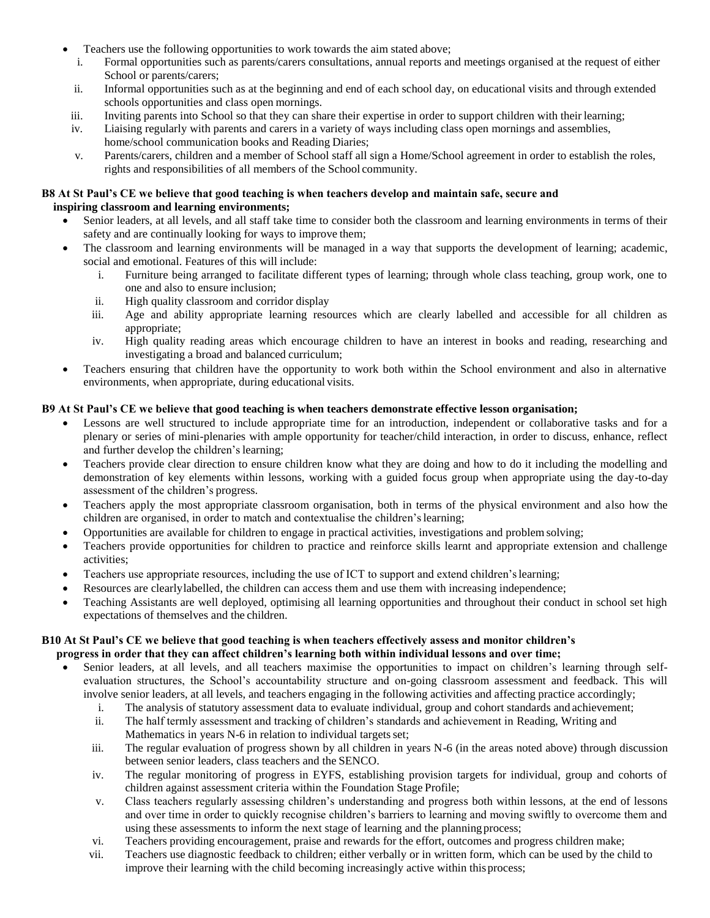- Teachers use the following opportunities to work towards the aim stated above;
  i. Formal opportunities such as parents/carers consultations, annual reports and meetings organised at the request of either School or parents/carers;
  ii. Informal opportunities such as at the beginning and end of each school day, on educational visits and through extended schools opportunities and class open mornings.
  iii. Inviting parents into School so that they can share their expertise in order to support children with their learning;
  iv. Liaising regularly with parents and carers in a variety of ways including class open mornings and assemblies, home/school communication books and Reading Diaries;
  v. Parents/carers, children and a member of School staff all sign a Home/School agreement in order to establish the roles, rights and responsibilities of all members of the School community.

**B8 At St Paul's CE we believe that good teaching is when teachers develop and maintain safe, secure and inspiring classroom and learning environments;**

- Senior leaders, at all levels, and all staff take time to consider both the classroom and learning environments in terms of their safety and are continually looking for ways to improve them;
- The classroom and learning environments will be managed in a way that supports the development of learning; academic, social and emotional. Features of this will include:
  i. Furniture being arranged to facilitate different types of learning; through whole class teaching, group work, one to one and also to ensure inclusion;
  ii. High quality classroom and corridor display
  iii. Age and ability appropriate learning resources which are clearly labelled and accessible for all children as appropriate;
  iv. High quality reading areas which encourage children to have an interest in books and reading, researching and investigating a broad and balanced curriculum;
- Teachers ensuring that children have the opportunity to work both within the School environment and also in alternative environments, when appropriate, during educational visits.

**B9 At St Paul's CE we believe that good teaching is when teachers demonstrate effective lesson organisation;**

- Lessons are well structured to include appropriate time for an introduction, independent or collaborative tasks and for a plenary or series of mini-plenaries with ample opportunity for teacher/child interaction, in order to discuss, enhance, reflect and further develop the children's learning;
- Teachers provide clear direction to ensure children know what they are doing and how to do it including the modelling and demonstration of key elements within lessons, working with a guided focus group when appropriate using the day-to-day assessment of the children's progress.
- Teachers apply the most appropriate classroom organisation, both in terms of the physical environment and also how the children are organised, in order to match and contextualise the children's learning;
- Opportunities are available for children to engage in practical activities, investigations and problem solving;
- Teachers provide opportunities for children to practice and reinforce skills learnt and appropriate extension and challenge activities;
- Teachers use appropriate resources, including the use of ICT to support and extend children's learning;
- Resources are clearlylabelled, the children can access them and use them with increasing independence;
- Teaching Assistants are well deployed, optimising all learning opportunities and throughout their conduct in school set high expectations of themselves and the children.

**B10 At St Paul's CE we believe that good teaching is when teachers effectively assess and monitor children's progress in order that they can affect children's learning both within individual lessons and over time;**

- Senior leaders, at all levels, and all teachers maximise the opportunities to impact on children's learning through self-evaluation structures, the School's accountability structure and on-going classroom assessment and feedback. This will involve senior leaders, at all levels, and teachers engaging in the following activities and affecting practice accordingly;
  i. The analysis of statutory assessment data to evaluate individual, group and cohort standards and achievement;
  ii. The half termly assessment and tracking of children's standards and achievement in Reading, Writing and Mathematics in years N-6 in relation to individual targets set;
  iii. The regular evaluation of progress shown by all children in years N-6 (in the areas noted above) through discussion between senior leaders, class teachers and the SENCO.
  iv. The regular monitoring of progress in EYFS, establishing provision targets for individual, group and cohorts of children against assessment criteria within the Foundation Stage Profile;
  v. Class teachers regularly assessing children's understanding and progress both within lessons, at the end of lessons and over time in order to quickly recognise children's barriers to learning and moving swiftly to overcome them and using these assessments to inform the next stage of learning and the planning process;
  vi. Teachers providing encouragement, praise and rewards for the effort, outcomes and progress children make;
  vii. Teachers use diagnostic feedback to children; either verbally or in written form, which can be used by the child to improve their learning with the child becoming increasingly active within this process;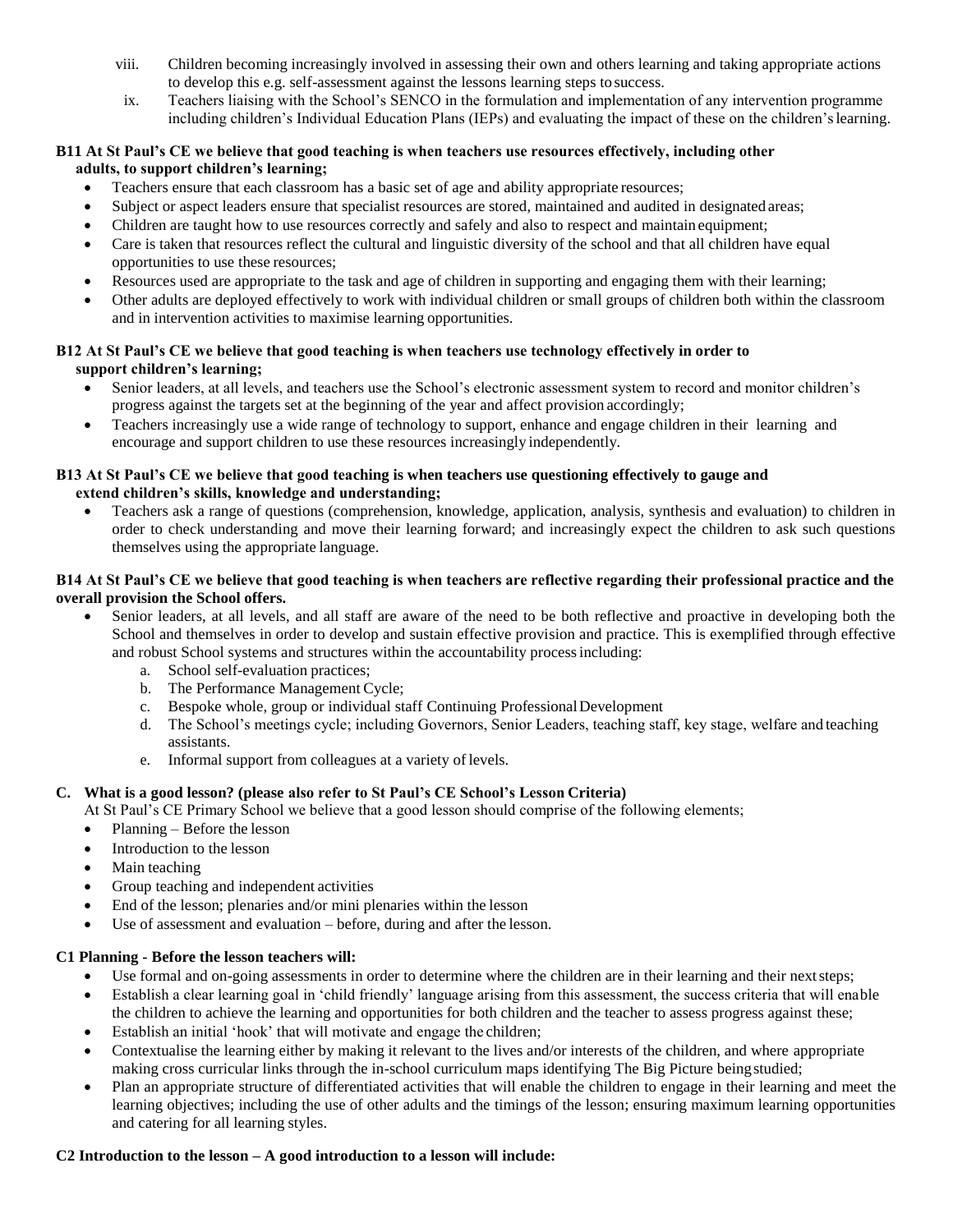viii. Children becoming increasingly involved in assessing their own and others learning and taking appropriate actions to develop this e.g. self-assessment against the lessons learning steps to success.

ix. Teachers liaising with the School's SENCO in the formulation and implementation of any intervention programme including children's Individual Education Plans (IEPs) and evaluating the impact of these on the children's learning.

**B11 At St Paul's CE we believe that good teaching is when teachers use resources effectively, including other adults, to support children's learning;**

- Teachers ensure that each classroom has a basic set of age and ability appropriate resources;
- Subject or aspect leaders ensure that specialist resources are stored, maintained and audited in designated areas;
- Children are taught how to use resources correctly and safely and also to respect and maintain equipment;
- Care is taken that resources reflect the cultural and linguistic diversity of the school and that all children have equal opportunities to use these resources;
- Resources used are appropriate to the task and age of children in supporting and engaging them with their learning;
- Other adults are deployed effectively to work with individual children or small groups of children both within the classroom and in intervention activities to maximise learning opportunities.

**B12 At St Paul's CE we believe that good teaching is when teachers use technology effectively in order to support children's learning;**

- Senior leaders, at all levels, and teachers use the School's electronic assessment system to record and monitor children's progress against the targets set at the beginning of the year and affect provision accordingly;
- Teachers increasingly use a wide range of technology to support, enhance and engage children in their learning and encourage and support children to use these resources increasingly independently.

**B13 At St Paul's CE we believe that good teaching is when teachers use questioning effectively to gauge and extend children's skills, knowledge and understanding;**

- Teachers ask a range of questions (comprehension, knowledge, application, analysis, synthesis and evaluation) to children in order to check understanding and move their learning forward; and increasingly expect the children to ask such questions themselves using the appropriate language.

**B14 At St Paul's CE we believe that good teaching is when teachers are reflective regarding their professional practice and the overall provision the School offers.**

- Senior leaders, at all levels, and all staff are aware of the need to be both reflective and proactive in developing both the School and themselves in order to develop and sustain effective provision and practice. This is exemplified through effective and robust School systems and structures within the accountability process including:
  a. School self-evaluation practices;
  b. The Performance Management Cycle;
  c. Bespoke whole, group or individual staff Continuing Professional Development
  d. The School's meetings cycle; including Governors, Senior Leaders, teaching staff, key stage, welfare and teaching assistants.
  e. Informal support from colleagues at a variety of levels.

## C. What is a good lesson? (please also refer to St Paul's CE School's Lesson Criteria)

At St Paul's CE Primary School we believe that a good lesson should comprise of the following elements;

- Planning – Before the lesson
- Introduction to the lesson
- Main teaching
- Group teaching and independent activities
- End of the lesson; plenaries and/or mini plenaries within the lesson
- Use of assessment and evaluation – before, during and after the lesson.

**C1 Planning - Before the lesson teachers will:**

- Use formal and on-going assessments in order to determine where the children are in their learning and their next steps;
- Establish a clear learning goal in 'child friendly' language arising from this assessment, the success criteria that will enable the children to achieve the learning and opportunities for both children and the teacher to assess progress against these;
- Establish an initial 'hook' that will motivate and engage the children;
- Contextualise the learning either by making it relevant to the lives and/or interests of the children, and where appropriate making cross curricular links through the in-school curriculum maps identifying The Big Picture being studied;
- Plan an appropriate structure of differentiated activities that will enable the children to engage in their learning and meet the learning objectives; including the use of other adults and the timings of the lesson; ensuring maximum learning opportunities and catering for all learning styles.

**C2 Introduction to the lesson – A good introduction to a lesson will include:**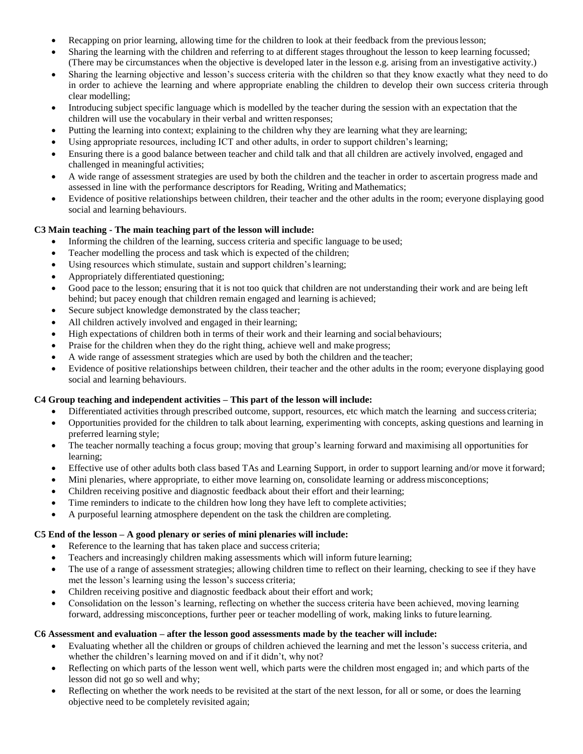- Recapping on prior learning, allowing time for the children to look at their feedback from the previous lesson;
- Sharing the learning with the children and referring to at different stages throughout the lesson to keep learning focussed; (There may be circumstances when the objective is developed later in the lesson e.g. arising from an investigative activity.)
- Sharing the learning objective and lesson's success criteria with the children so that they know exactly what they need to do in order to achieve the learning and where appropriate enabling the children to develop their own success criteria through clear modelling;
- Introducing subject specific language which is modelled by the teacher during the session with an expectation that the children will use the vocabulary in their verbal and written responses;
- Putting the learning into context; explaining to the children why they are learning what they are learning;
- Using appropriate resources, including ICT and other adults, in order to support children's learning;
- Ensuring there is a good balance between teacher and child talk and that all children are actively involved, engaged and challenged in meaningful activities;
- A wide range of assessment strategies are used by both the children and the teacher in order to ascertain progress made and assessed in line with the performance descriptors for Reading, Writing and Mathematics;
- Evidence of positive relationships between children, their teacher and the other adults in the room; everyone displaying good social and learning behaviours.

**C3 Main teaching - The main teaching part of the lesson will include:**

- Informing the children of the learning, success criteria and specific language to be used;
- Teacher modelling the process and task which is expected of the children;
- Using resources which stimulate, sustain and support children's learning;
- Appropriately differentiated questioning;
- Good pace to the lesson; ensuring that it is not too quick that children are not understanding their work and are being left behind; but pacey enough that children remain engaged and learning is achieved;
- Secure subject knowledge demonstrated by the class teacher;
- All children actively involved and engaged in their learning;
- High expectations of children both in terms of their work and their learning and social behaviours;
- Praise for the children when they do the right thing, achieve well and make progress;
- A wide range of assessment strategies which are used by both the children and the teacher;
- Evidence of positive relationships between children, their teacher and the other adults in the room; everyone displaying good social and learning behaviours.

**C4 Group teaching and independent activities – This part of the lesson will include:**

- Differentiated activities through prescribed outcome, support, resources, etc which match the learning and success criteria;
- Opportunities provided for the children to talk about learning, experimenting with concepts, asking questions and learning in preferred learning style;
- The teacher normally teaching a focus group; moving that group's learning forward and maximising all opportunities for learning;
- Effective use of other adults both class based TAs and Learning Support, in order to support learning and/or move it forward;
- Mini plenaries, where appropriate, to either move learning on, consolidate learning or address misconceptions;
- Children receiving positive and diagnostic feedback about their effort and their learning;
- Time reminders to indicate to the children how long they have left to complete activities;
- A purposeful learning atmosphere dependent on the task the children are completing.

**C5 End of the lesson – A good plenary or series of mini plenaries will include:**

- Reference to the learning that has taken place and success criteria;
- Teachers and increasingly children making assessments which will inform future learning;
- The use of a range of assessment strategies; allowing children time to reflect on their learning, checking to see if they have met the lesson's learning using the lesson's success criteria;
- Children receiving positive and diagnostic feedback about their effort and work;
- Consolidation on the lesson's learning, reflecting on whether the success criteria have been achieved, moving learning forward, addressing misconceptions, further peer or teacher modelling of work, making links to future learning.

**C6 Assessment and evaluation – after the lesson good assessments made by the teacher will include:**

- Evaluating whether all the children or groups of children achieved the learning and met the lesson's success criteria, and whether the children's learning moved on and if it didn't, why not?
- Reflecting on which parts of the lesson went well, which parts were the children most engaged in; and which parts of the lesson did not go so well and why;
- Reflecting on whether the work needs to be revisited at the start of the next lesson, for all or some, or does the learning objective need to be completely revisited again;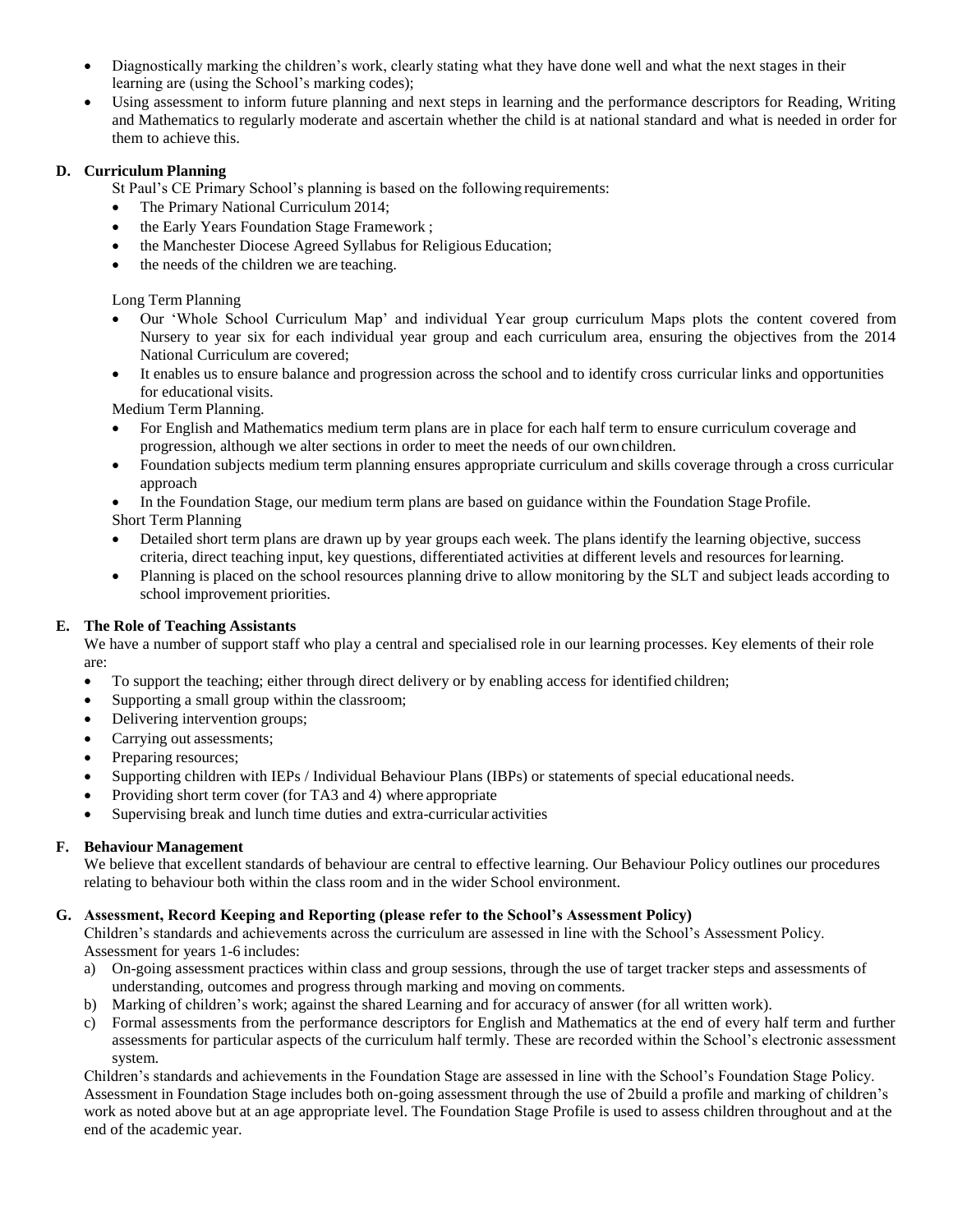- Diagnostically marking the children's work, clearly stating what they have done well and what the next stages in their learning are (using the School's marking codes);
- Using assessment to inform future planning and next steps in learning and the performance descriptors for Reading, Writing and Mathematics to regularly moderate and ascertain whether the child is at national standard and what is needed in order for them to achieve this.

### D. Curriculum Planning

St Paul's CE Primary School's planning is based on the following requirements:

- The Primary National Curriculum 2014;
- the Early Years Foundation Stage Framework ;
- the Manchester Diocese Agreed Syllabus for Religious Education;
- the needs of the children we are teaching.

Long Term Planning

- Our 'Whole School Curriculum Map' and individual Year group curriculum Maps plots the content covered from Nursery to year six for each individual year group and each curriculum area, ensuring the objectives from the 2014 National Curriculum are covered;
- It enables us to ensure balance and progression across the school and to identify cross curricular links and opportunities for educational visits.

Medium Term Planning.

- For English and Mathematics medium term plans are in place for each half term to ensure curriculum coverage and progression, although we alter sections in order to meet the needs of our own children.
- Foundation subjects medium term planning ensures appropriate curriculum and skills coverage through a cross curricular approach
- In the Foundation Stage, our medium term plans are based on guidance within the Foundation Stage Profile.

Short Term Planning

- Detailed short term plans are drawn up by year groups each week. The plans identify the learning objective, success criteria, direct teaching input, key questions, differentiated activities at different levels and resources for learning.
- Planning is placed on the school resources planning drive to allow monitoring by the SLT and subject leads according to school improvement priorities.

### E. The Role of Teaching Assistants

We have a number of support staff who play a central and specialised role in our learning processes. Key elements of their role are:

- To support the teaching; either through direct delivery or by enabling access for identified children;
- Supporting a small group within the classroom;
- Delivering intervention groups;
- Carrying out assessments;
- Preparing resources;
- Supporting children with IEPs / Individual Behaviour Plans (IBPs) or statements of special educational needs.
- Providing short term cover (for TA3 and 4) where appropriate
- Supervising break and lunch time duties and extra-curricular activities

### F. Behaviour Management

We believe that excellent standards of behaviour are central to effective learning. Our Behaviour Policy outlines our procedures relating to behaviour both within the class room and in the wider School environment.

### G. Assessment, Record Keeping and Reporting (please refer to the School's Assessment Policy)

Children's standards and achievements across the curriculum are assessed in line with the School's Assessment Policy. Assessment for years 1-6 includes:

a) On-going assessment practices within class and group sessions, through the use of target tracker steps and assessments of understanding, outcomes and progress through marking and moving on comments.
b) Marking of children's work; against the shared Learning and for accuracy of answer (for all written work).
c) Formal assessments from the performance descriptors for English and Mathematics at the end of every half term and further assessments for particular aspects of the curriculum half termly. These are recorded within the School's electronic assessment system.

Children's standards and achievements in the Foundation Stage are assessed in line with the School's Foundation Stage Policy. Assessment in Foundation Stage includes both on-going assessment through the use of 2build a profile and marking of children's work as noted above but at an age appropriate level. The Foundation Stage Profile is used to assess children throughout and at the end of the academic year.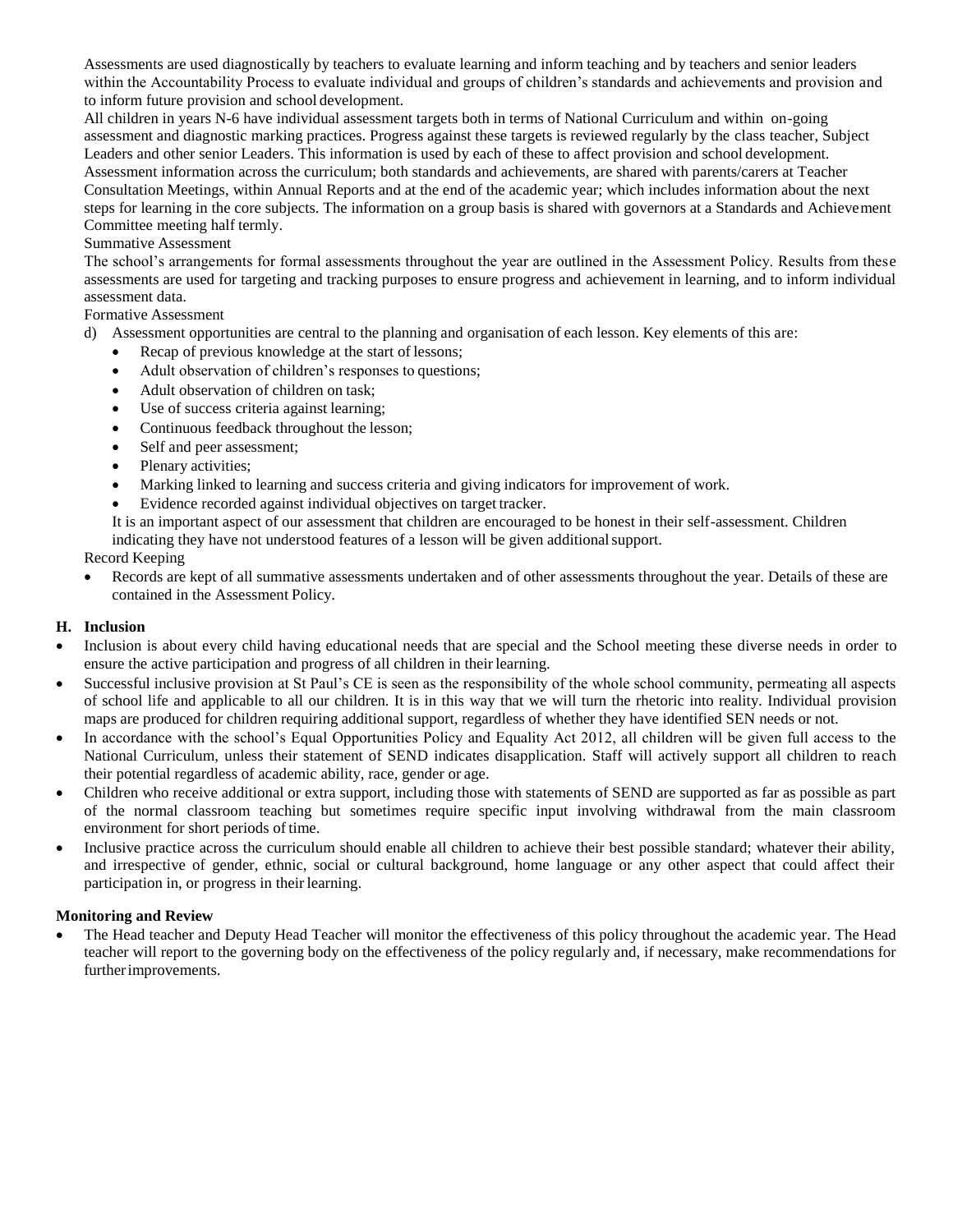Assessments are used diagnostically by teachers to evaluate learning and inform teaching and by teachers and senior leaders within the Accountability Process to evaluate individual and groups of children's standards and achievements and provision and to inform future provision and school development.

All children in years N-6 have individual assessment targets both in terms of National Curriculum and within on-going assessment and diagnostic marking practices. Progress against these targets is reviewed regularly by the class teacher, Subject Leaders and other senior Leaders. This information is used by each of these to affect provision and school development.

Assessment information across the curriculum; both standards and achievements, are shared with parents/carers at Teacher Consultation Meetings, within Annual Reports and at the end of the academic year; which includes information about the next steps for learning in the core subjects. The information on a group basis is shared with governors at a Standards and Achievement Committee meeting half termly.

Summative Assessment

The school's arrangements for formal assessments throughout the year are outlined in the Assessment Policy. Results from these assessments are used for targeting and tracking purposes to ensure progress and achievement in learning, and to inform individual assessment data.

Formative Assessment

d) Assessment opportunities are central to the planning and organisation of each lesson. Key elements of this are:
   - Recap of previous knowledge at the start of lessons;
   - Adult observation of children's responses to questions;
   - Adult observation of children on task;
   - Use of success criteria against learning;
   - Continuous feedback throughout the lesson;
   - Self and peer assessment;
   - Plenary activities;
   - Marking linked to learning and success criteria and giving indicators for improvement of work.
   - Evidence recorded against individual objectives on target tracker.

   It is an important aspect of our assessment that children are encouraged to be honest in their self-assessment. Children indicating they have not understood features of a lesson will be given additional support.

Record Keeping

- Records are kept of all summative assessments undertaken and of other assessments throughout the year. Details of these are contained in the Assessment Policy.

## H. Inclusion

- Inclusion is about every child having educational needs that are special and the School meeting these diverse needs in order to ensure the active participation and progress of all children in their learning.
- Successful inclusive provision at St Paul's CE is seen as the responsibility of the whole school community, permeating all aspects of school life and applicable to all our children. It is in this way that we will turn the rhetoric into reality. Individual provision maps are produced for children requiring additional support, regardless of whether they have identified SEN needs or not.
- In accordance with the school's Equal Opportunities Policy and Equality Act 2012, all children will be given full access to the National Curriculum, unless their statement of SEND indicates disapplication. Staff will actively support all children to reach their potential regardless of academic ability, race, gender or age.
- Children who receive additional or extra support, including those with statements of SEND are supported as far as possible as part of the normal classroom teaching but sometimes require specific input involving withdrawal from the main classroom environment for short periods of time.
- Inclusive practice across the curriculum should enable all children to achieve their best possible standard; whatever their ability, and irrespective of gender, ethnic, social or cultural background, home language or any other aspect that could affect their participation in, or progress in their learning.

**Monitoring and Review**

- The Head teacher and Deputy Head Teacher will monitor the effectiveness of this policy throughout the academic year. The Head teacher will report to the governing body on the effectiveness of the policy regularly and, if necessary, make recommendations for further improvements.